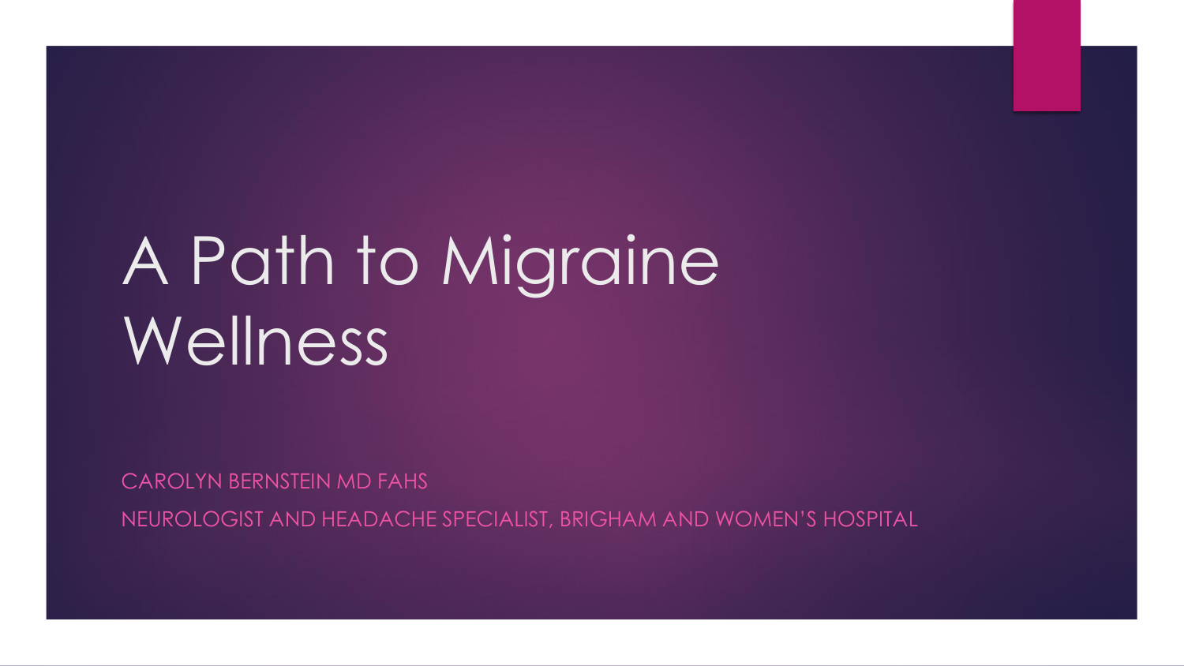# A Path to Migraine Wellness

CAROLYN BERNSTEIN MD FAHS

NEUROLOGIST AND HEADACHE SPECIALIST, BRIGHAM AND WOMEN'S HOSPITAL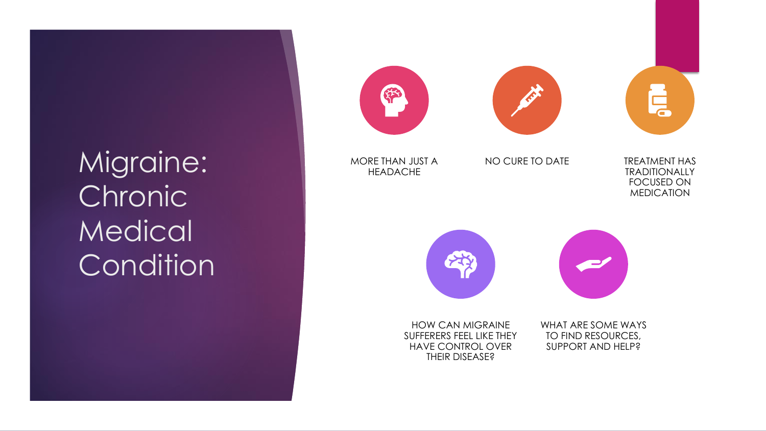# Migraine: Chronic Medical Condition

- MORE THAN JUST A HEADACHE
- NO CURE TO DATE
- TREATMENT HAS TRADITIONALLY FOCUSED ON MEDICATION
- HOW CAN MIGRAINE SUFFERERS FEEL LIKE THEY HAVE CONTROL OVER THEIR DISEASE?
- WHAT ARE SOME WAYS TO FIND RESOURCES, SUPPORT AND HELP?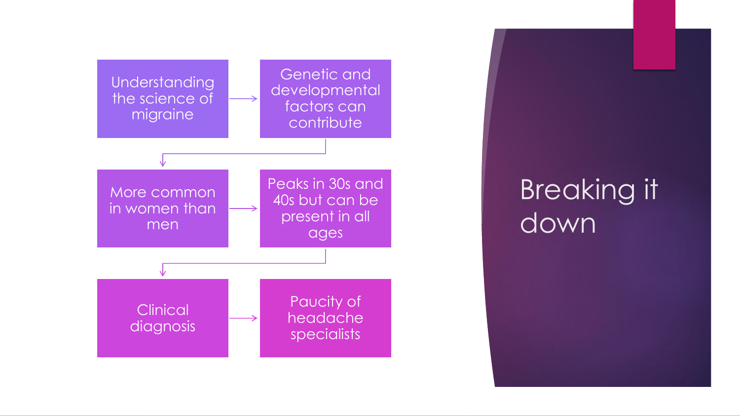# Breaking it down

- Understanding the science of migraine
- Genetic and developmental factors can contribute
- More common in women than men
- Peaks in 30s and 40s but can be present in all ages
- Clinical diagnosis
- Paucity of headache specialists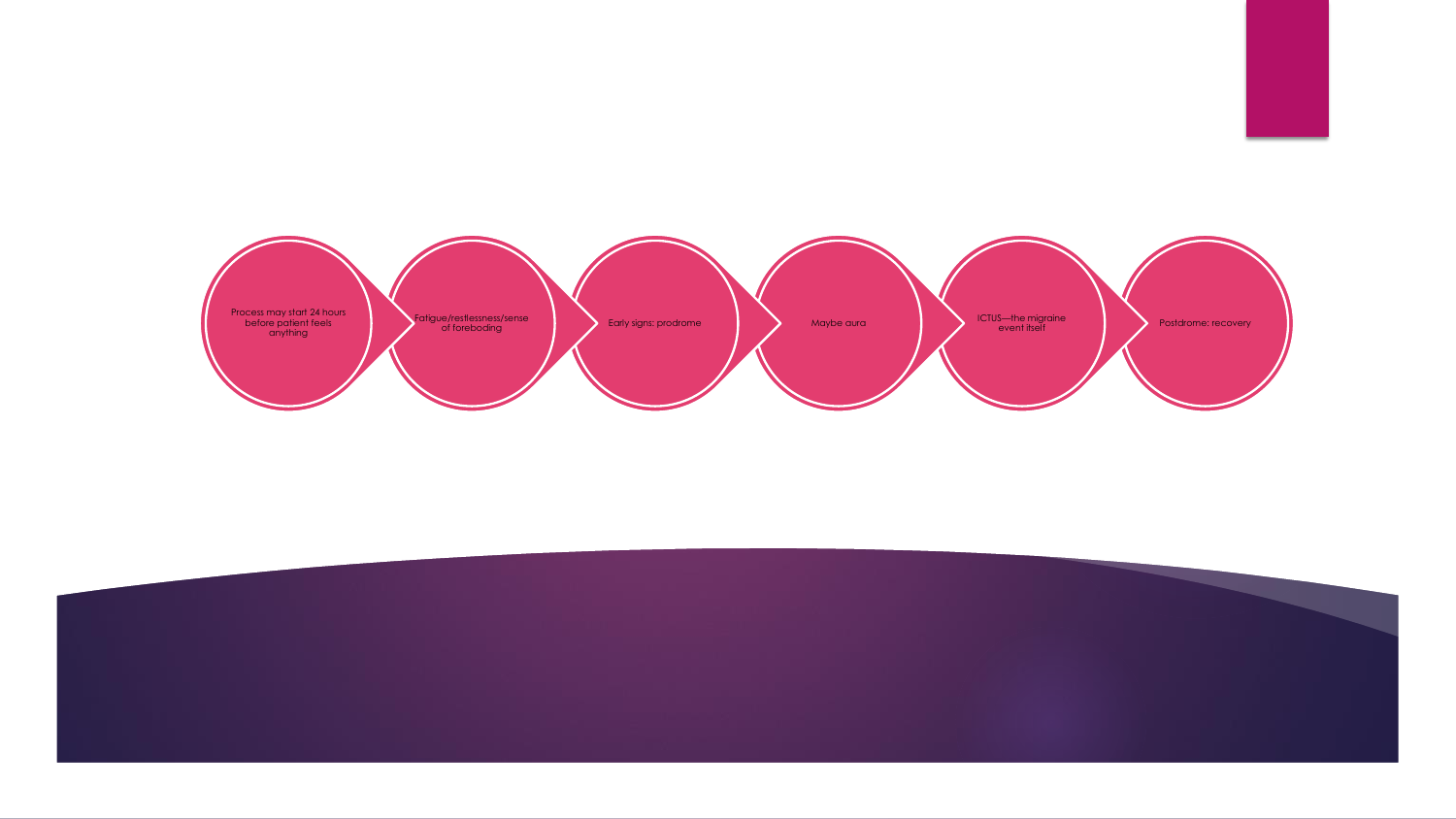- Process may start 24 hours before patient feels anything
- Fatigue/restlessness/sense of foreboding
- Early signs: prodrome
- Maybe aura
- ICTUS—the migraine event itself
- Postdrome: recovery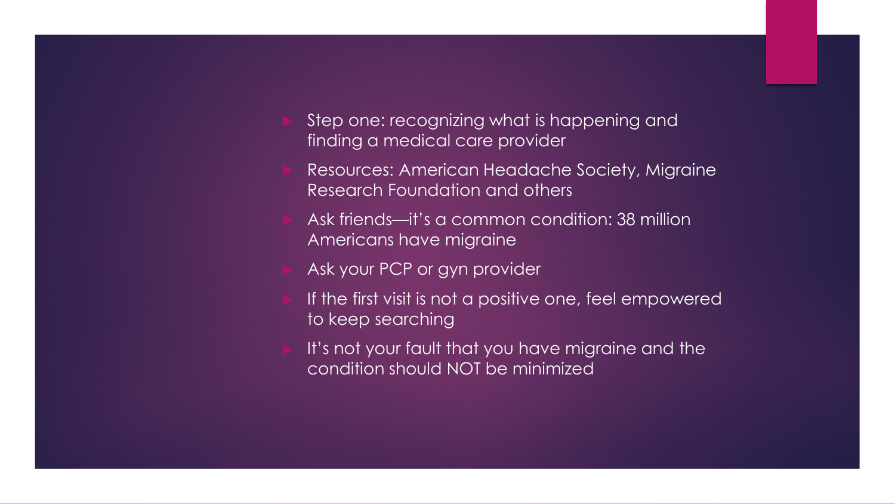- Step one: recognizing what is happening and finding a medical care provider
- Resources: American Headache Society, Migraine Research Foundation and others
- Ask friends—it's a common condition: 38 million Americans have migraine
- Ask your PCP or gyn provider
- If the first visit is not a positive one, feel empowered to keep searching
- It's not your fault that you have migraine and the condition should NOT be minimized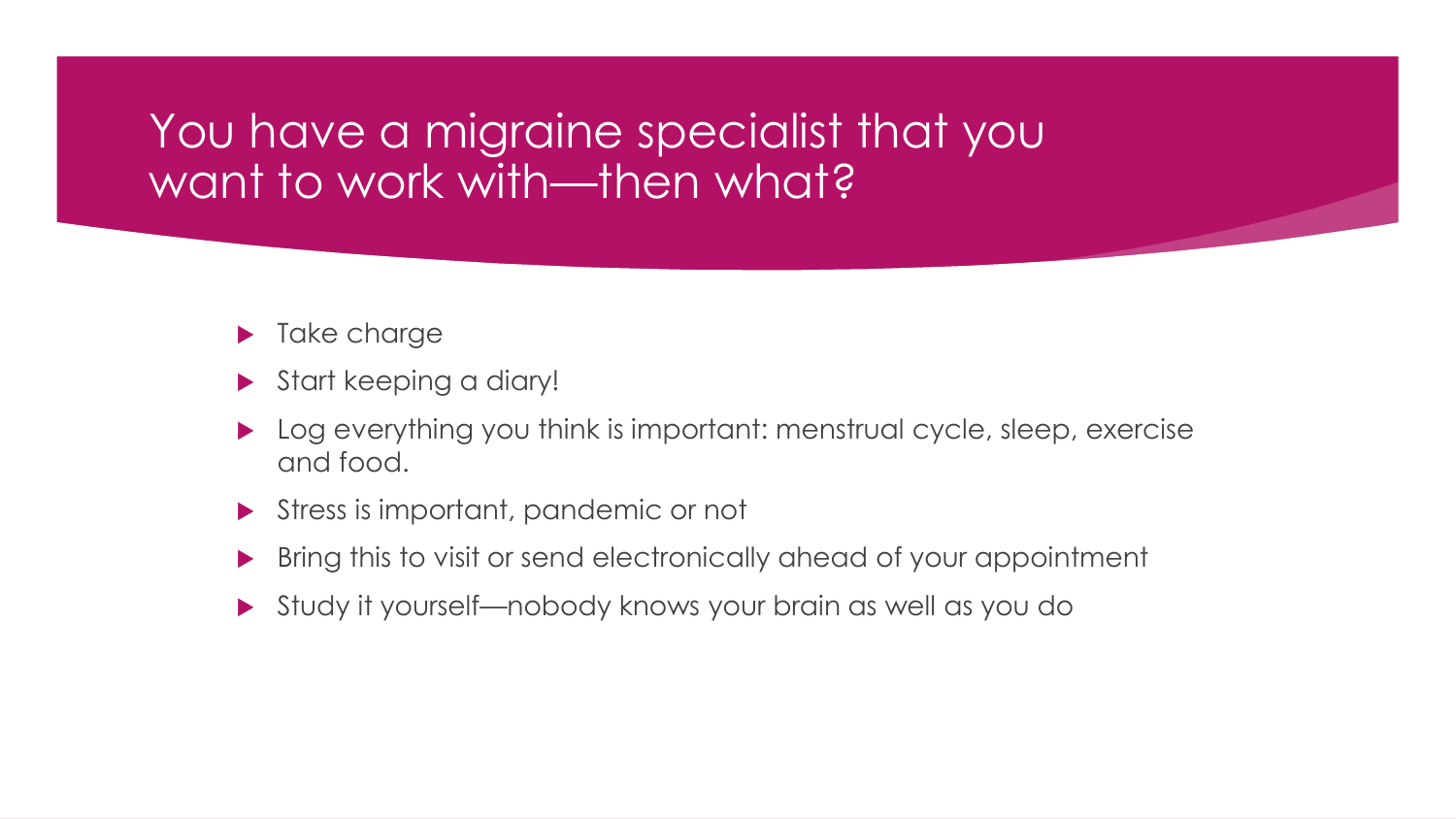# You have a migraine specialist that you want to work with—then what?

- Take charge
- Start keeping a diary!
- Log everything you think is important: menstrual cycle, sleep, exercise and food.
- Stress is important, pandemic or not
- Bring this to visit or send electronically ahead of your appointment
- Study it yourself—nobody knows your brain as well as you do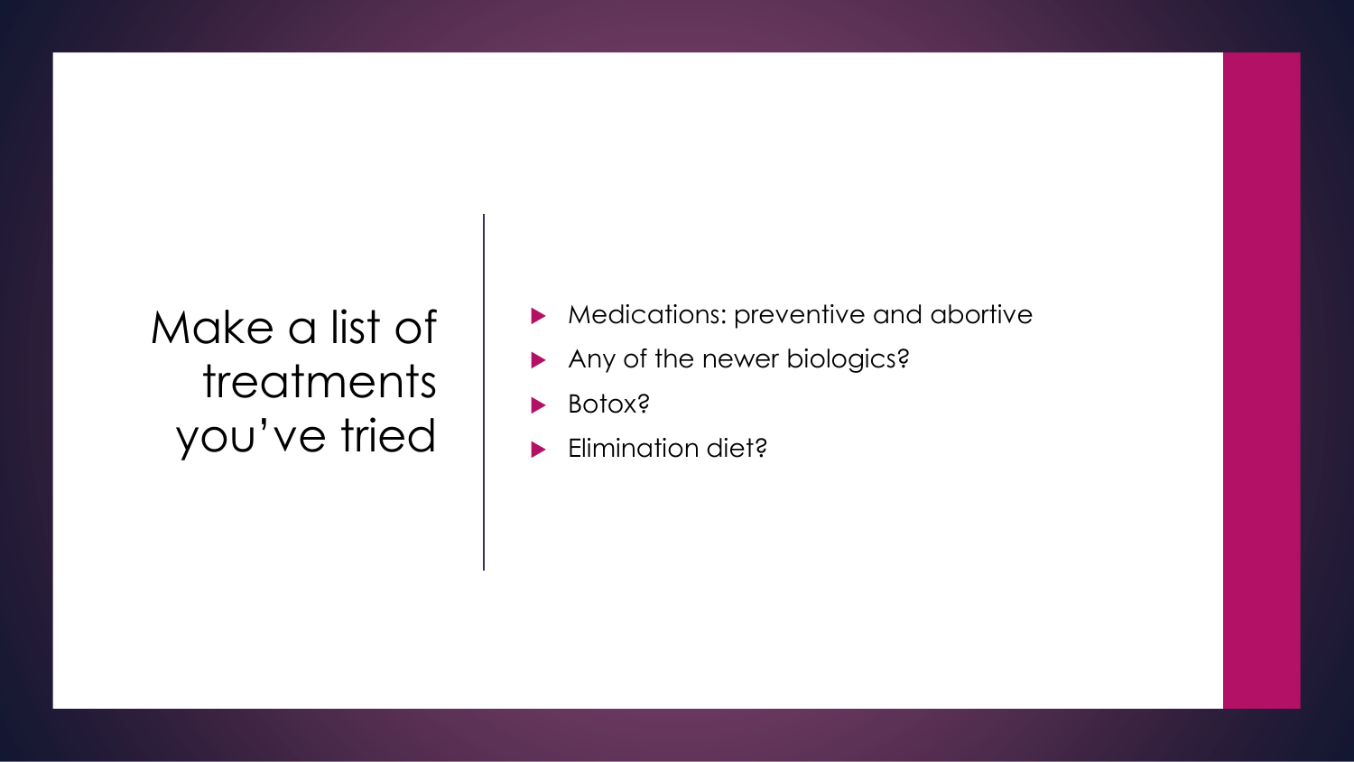# Make a list of treatments you've tried

- Medications: preventive and abortive
- Any of the newer biologics?
- Botox?
- Elimination diet?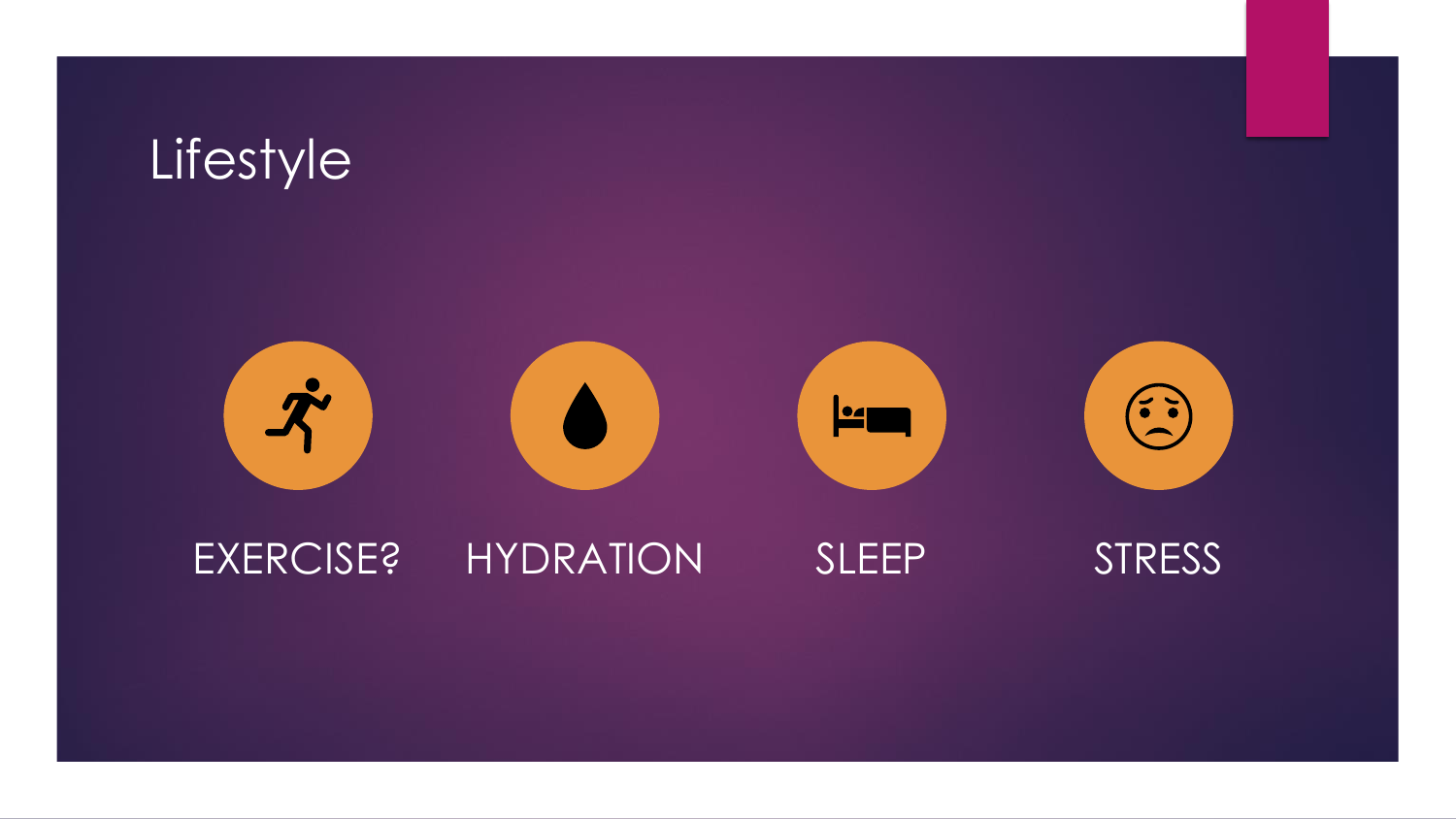# Lifestyle

- EXERCISE?
- HYDRATION
- SLEEP
- STRESS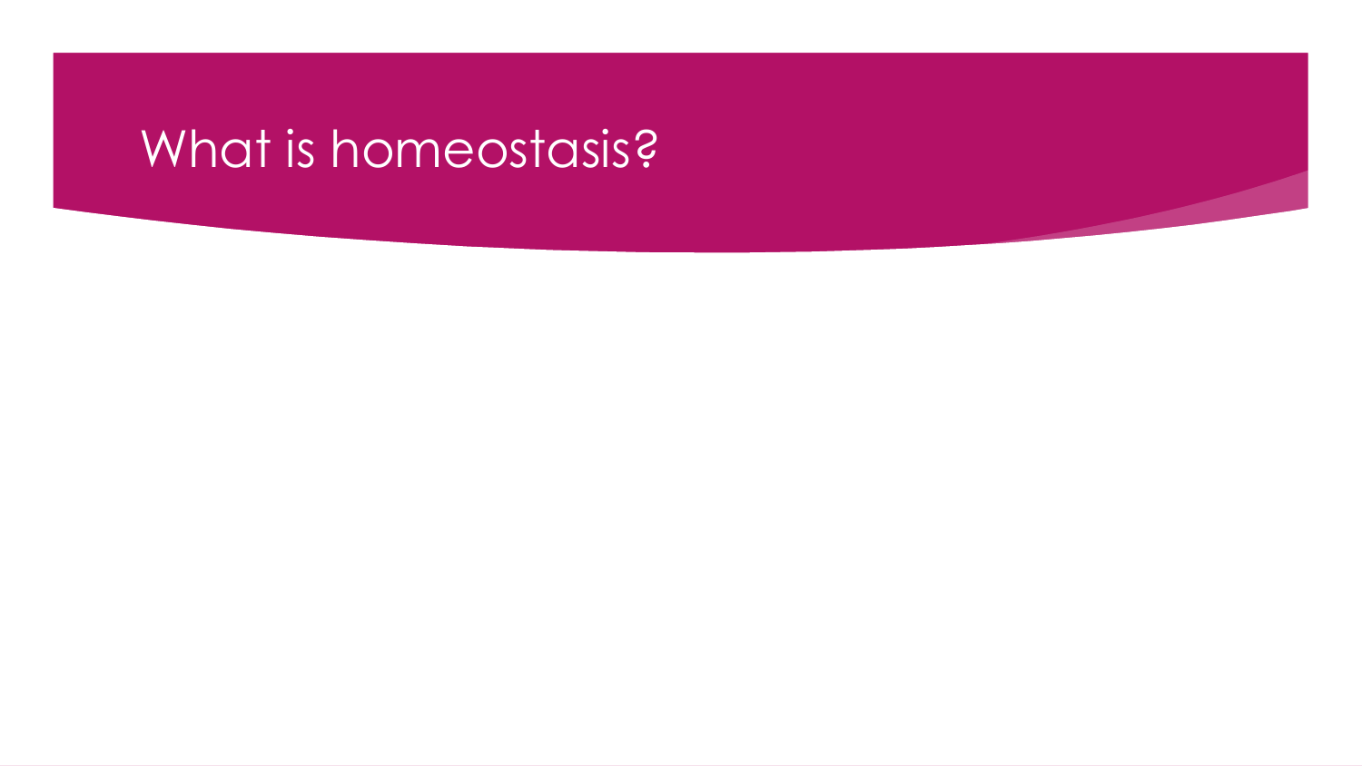# What is homeostasis?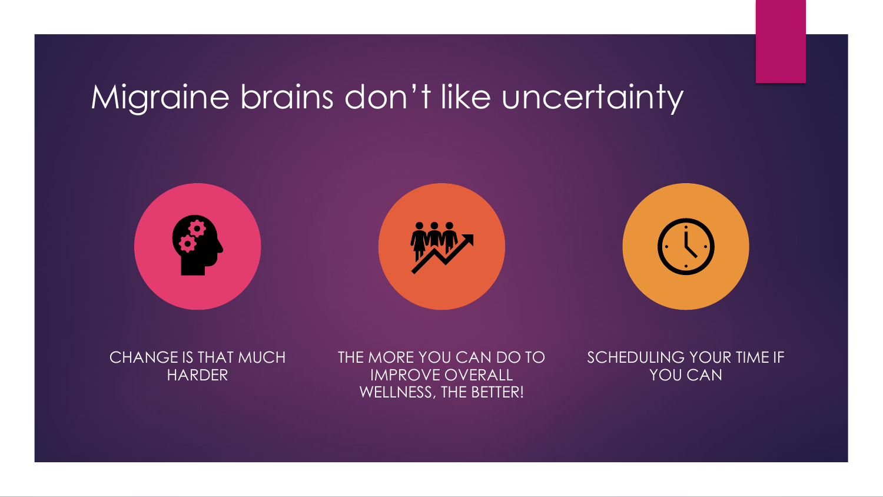# Migraine brains don't like uncertainty

CHANGE IS THAT MUCH HARDER

THE MORE YOU CAN DO TO IMPROVE OVERALL WELLNESS, THE BETTER!

SCHEDULING YOUR TIME IF YOU CAN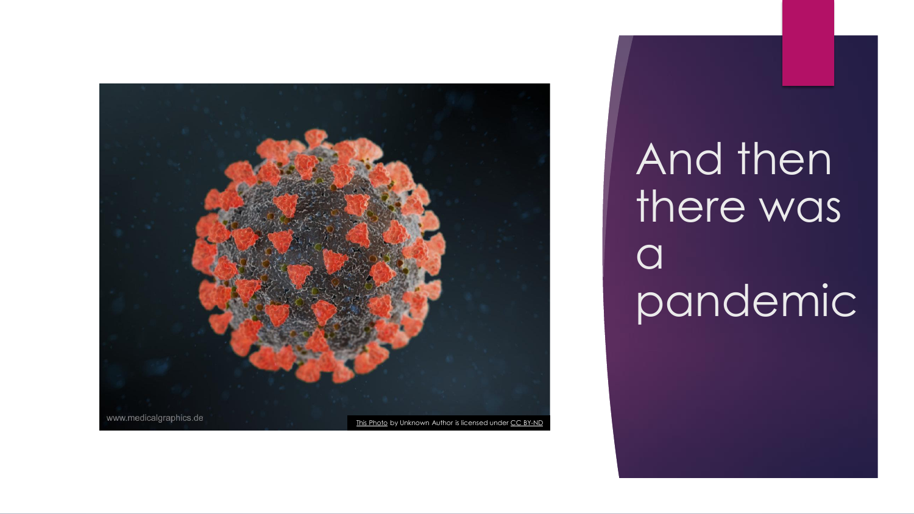# And then there was a pandemic

This Photo by Unknown Author is licensed under CC BY-ND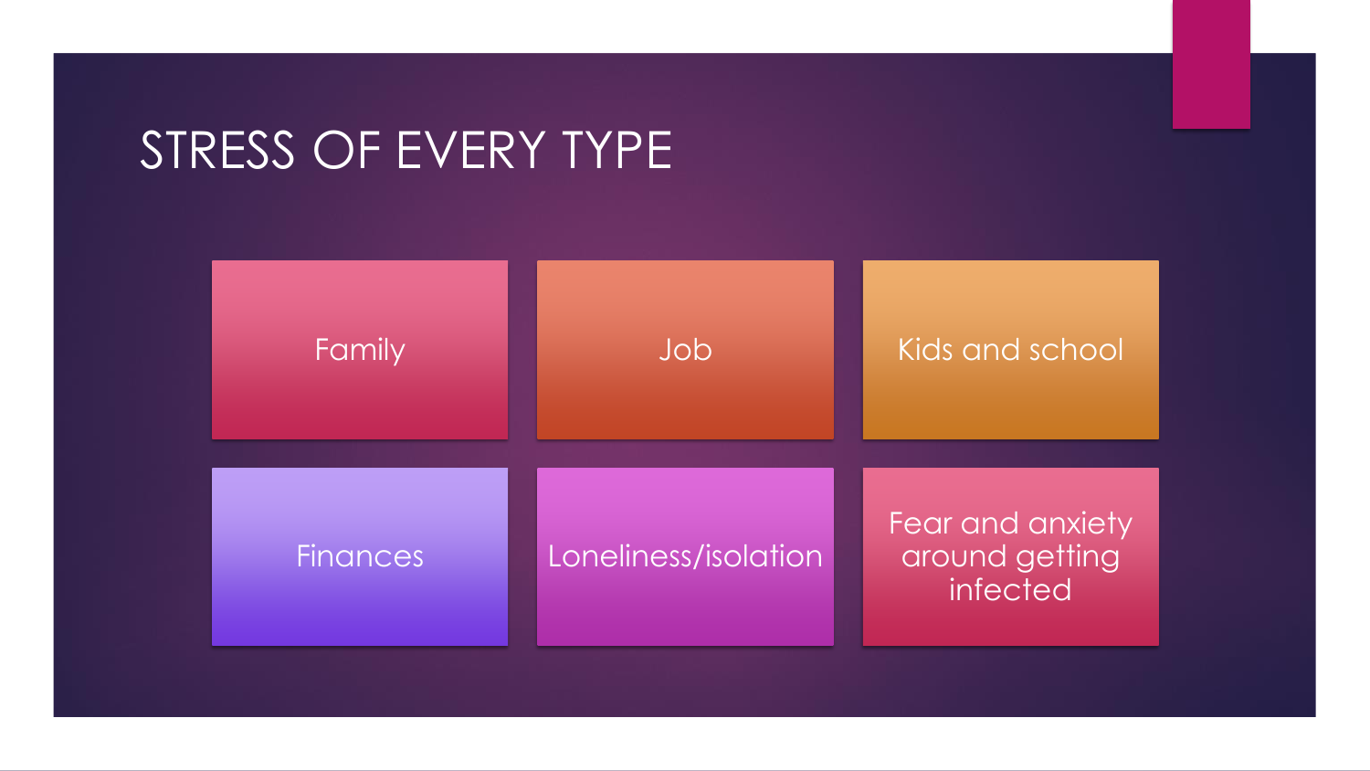# STRESS OF EVERY TYPE

- Family
- Job
- Kids and school
- Finances
- Loneliness/isolation
- Fear and anxiety around getting infected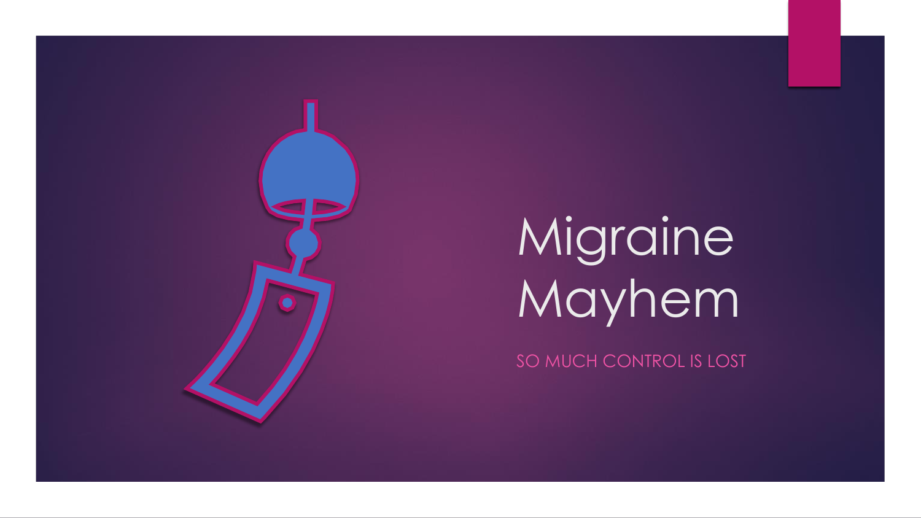# Migraine Mayhem

SO MUCH CONTROL IS LOST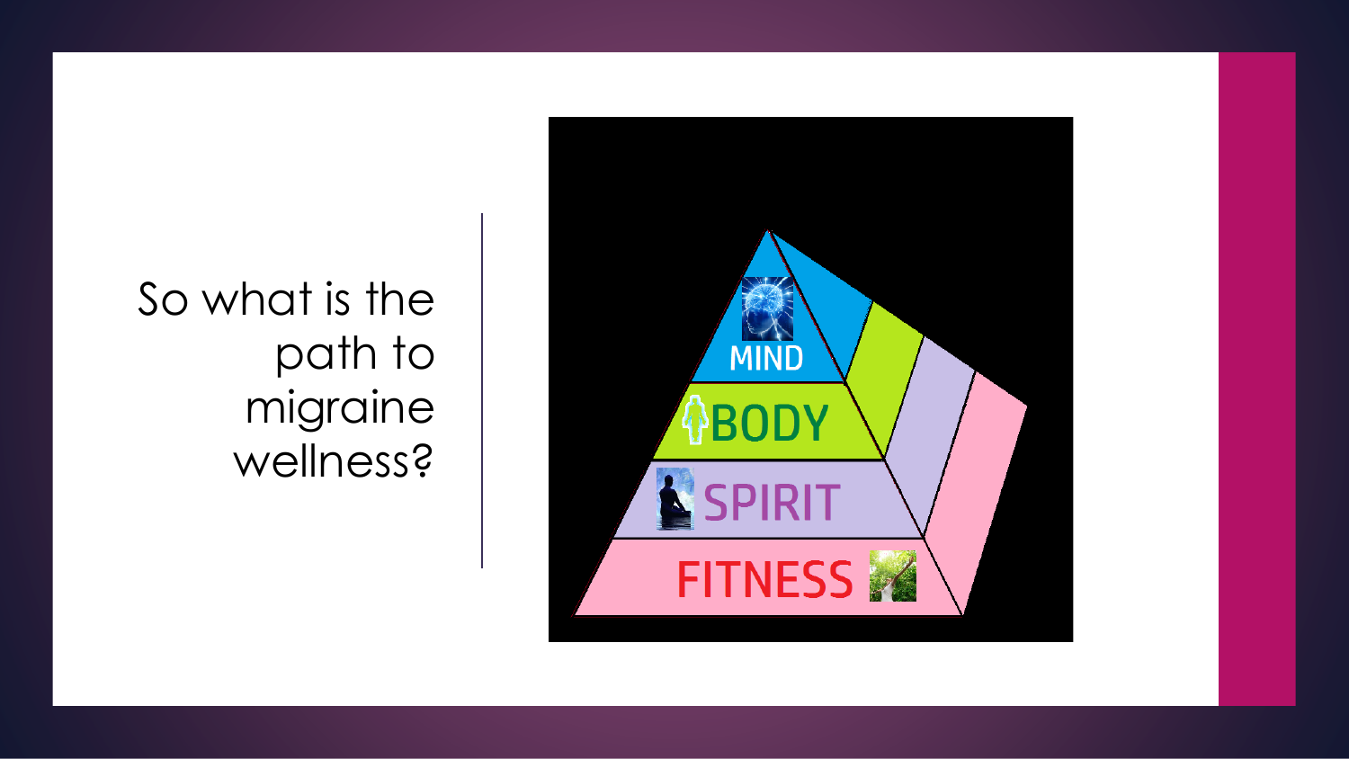# So what is the path to migraine wellness?

MIND

BODY

SPIRIT

FITNESS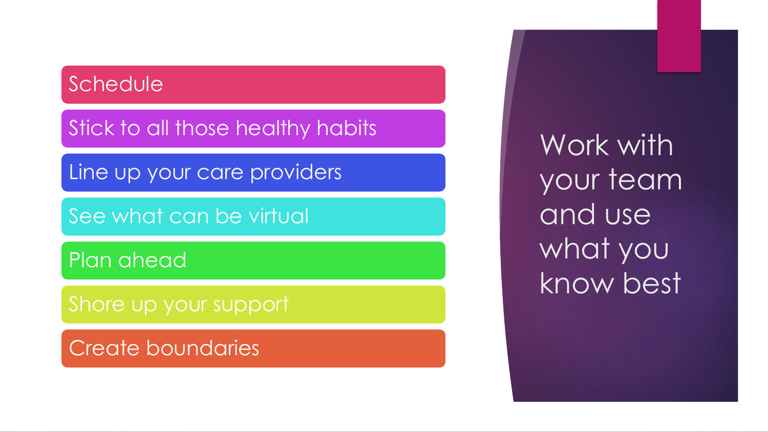# Work with your team and use what you know best

- Schedule
- Stick to all those healthy habits
- Line up your care providers
- See what can be virtual
- Plan ahead
- Shore up your support
- Create boundaries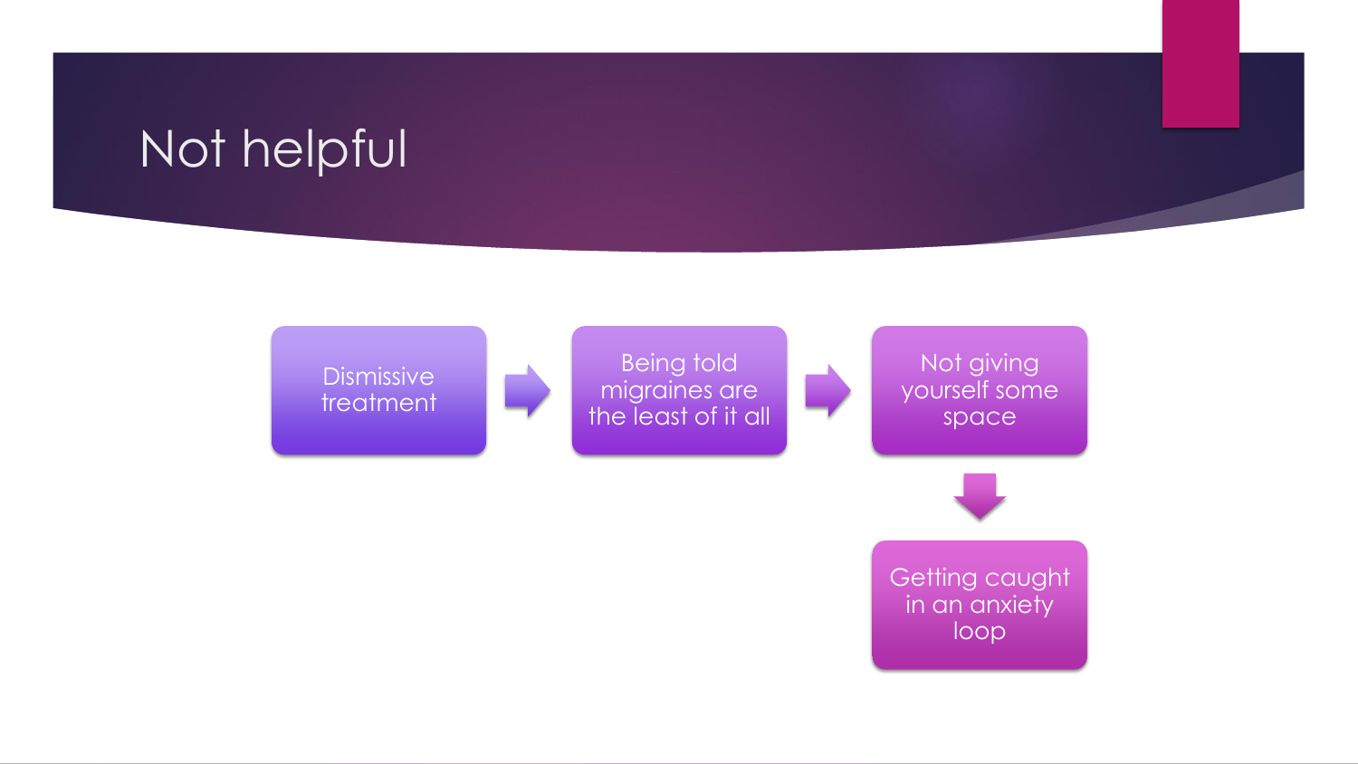# Not helpful

- Dismissive treatment
- Being told migraines are the least of it all
- Not giving yourself some space
- Getting caught in an anxiety loop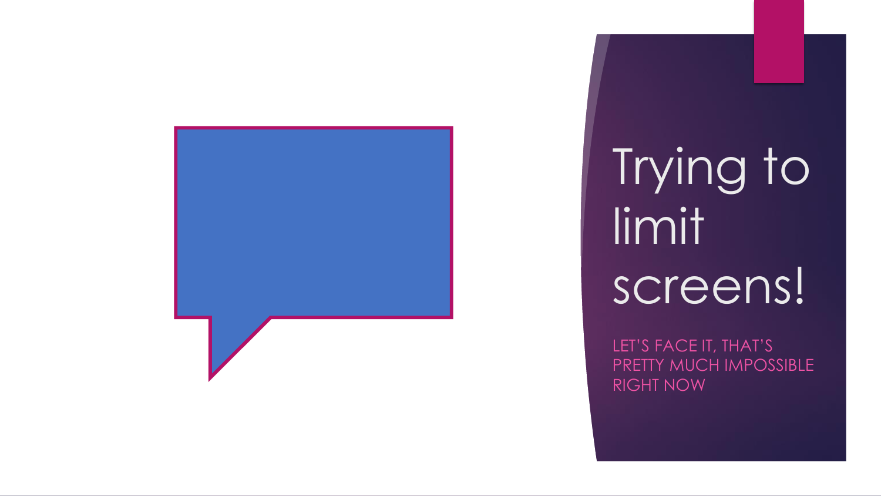# Trying to limit screens!

LET'S FACE IT, THAT'S PRETTY MUCH IMPOSSIBLE RIGHT NOW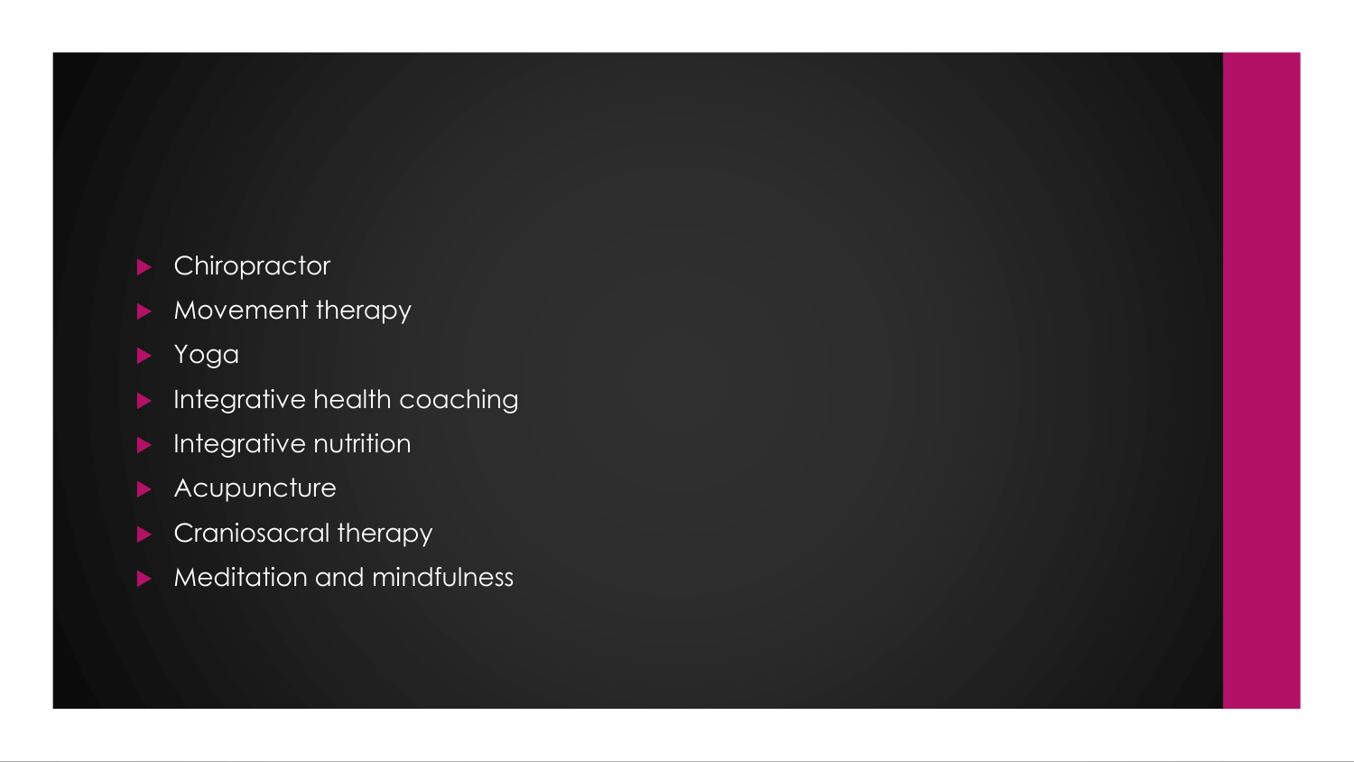- Chiropractor
- Movement therapy
- Yoga
- Integrative health coaching
- Integrative nutrition
- Acupuncture
- Craniosacral therapy
- Meditation and mindfulness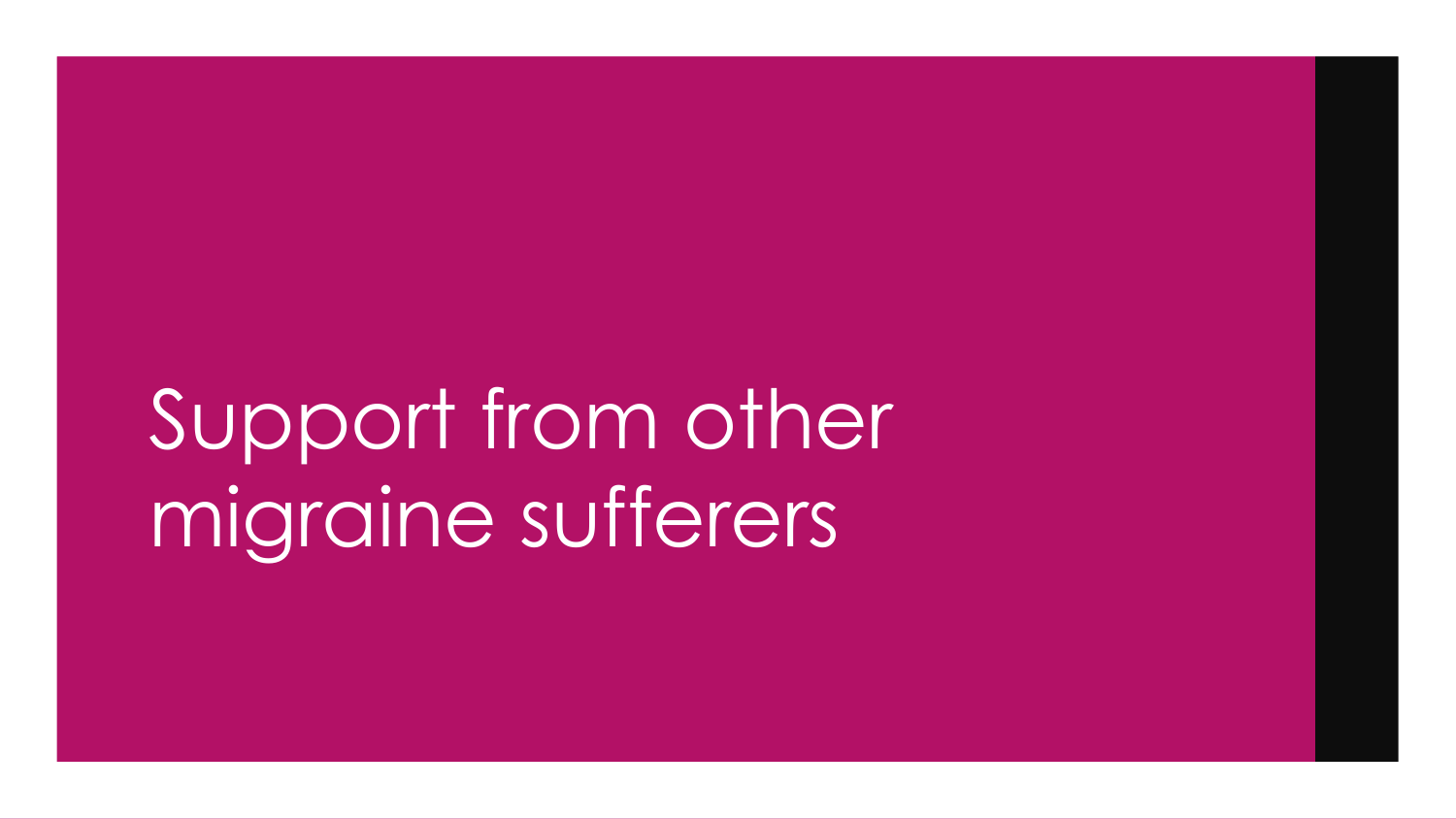# Support from other migraine sufferers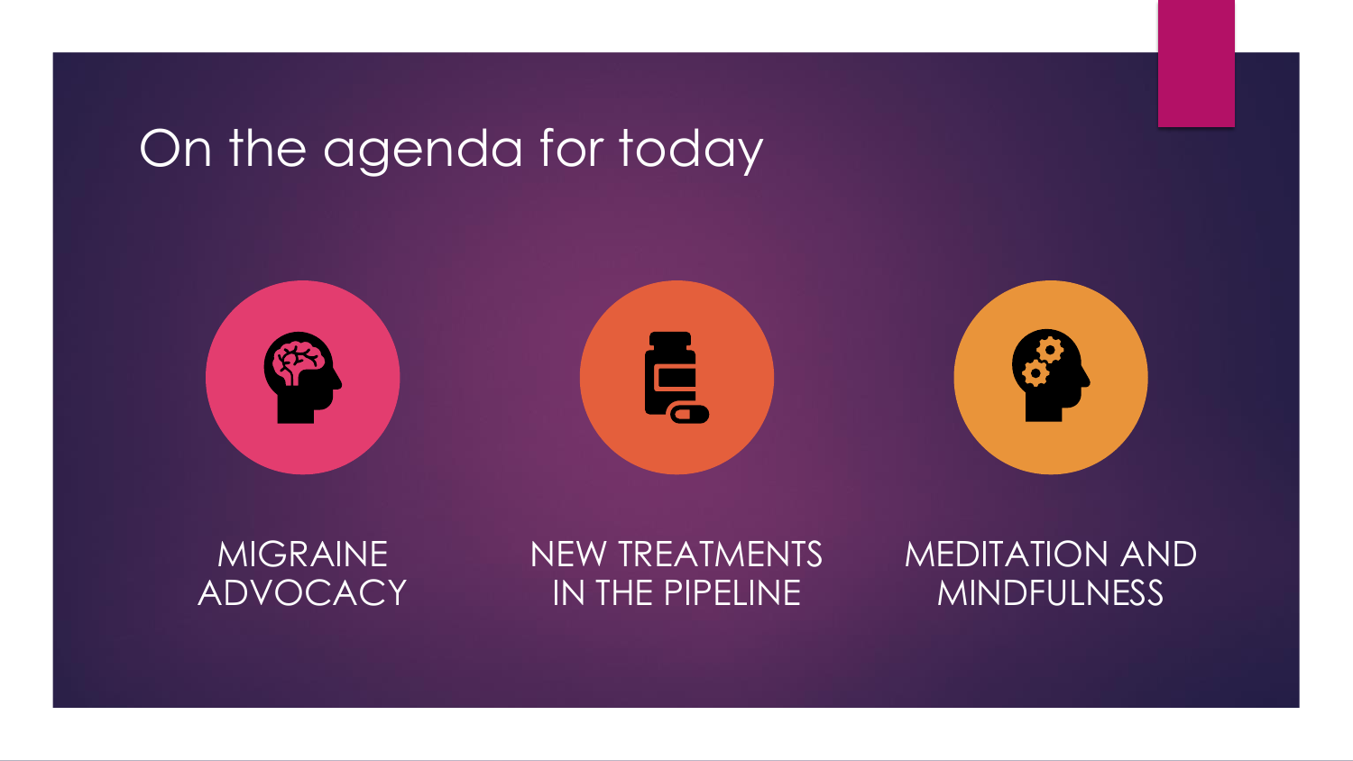# On the agenda for today

MIGRAINE ADVOCACY

NEW TREATMENTS IN THE PIPELINE

MEDITATION AND MINDFULNESS